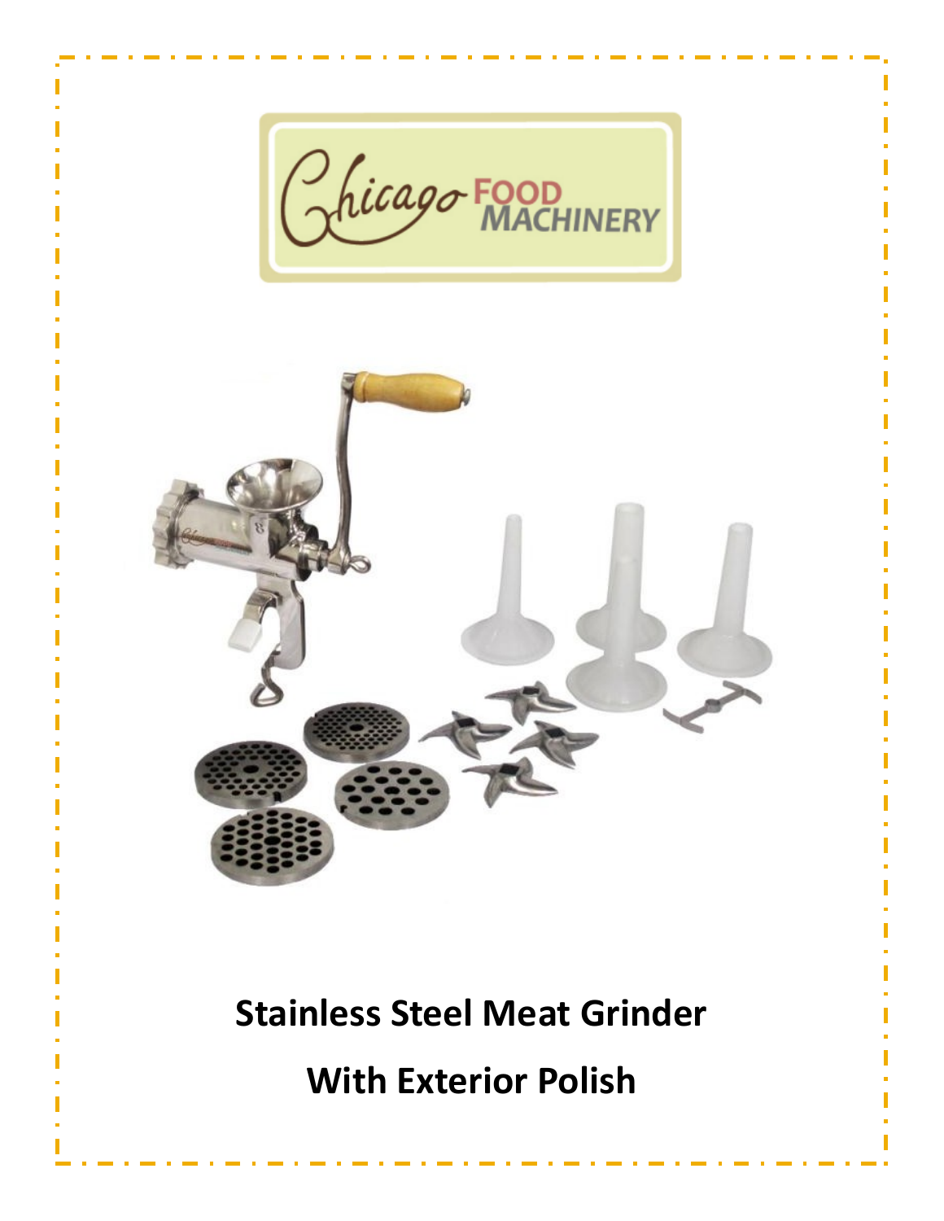# Stainless Steel Meat Grinder

# With Exterior Polish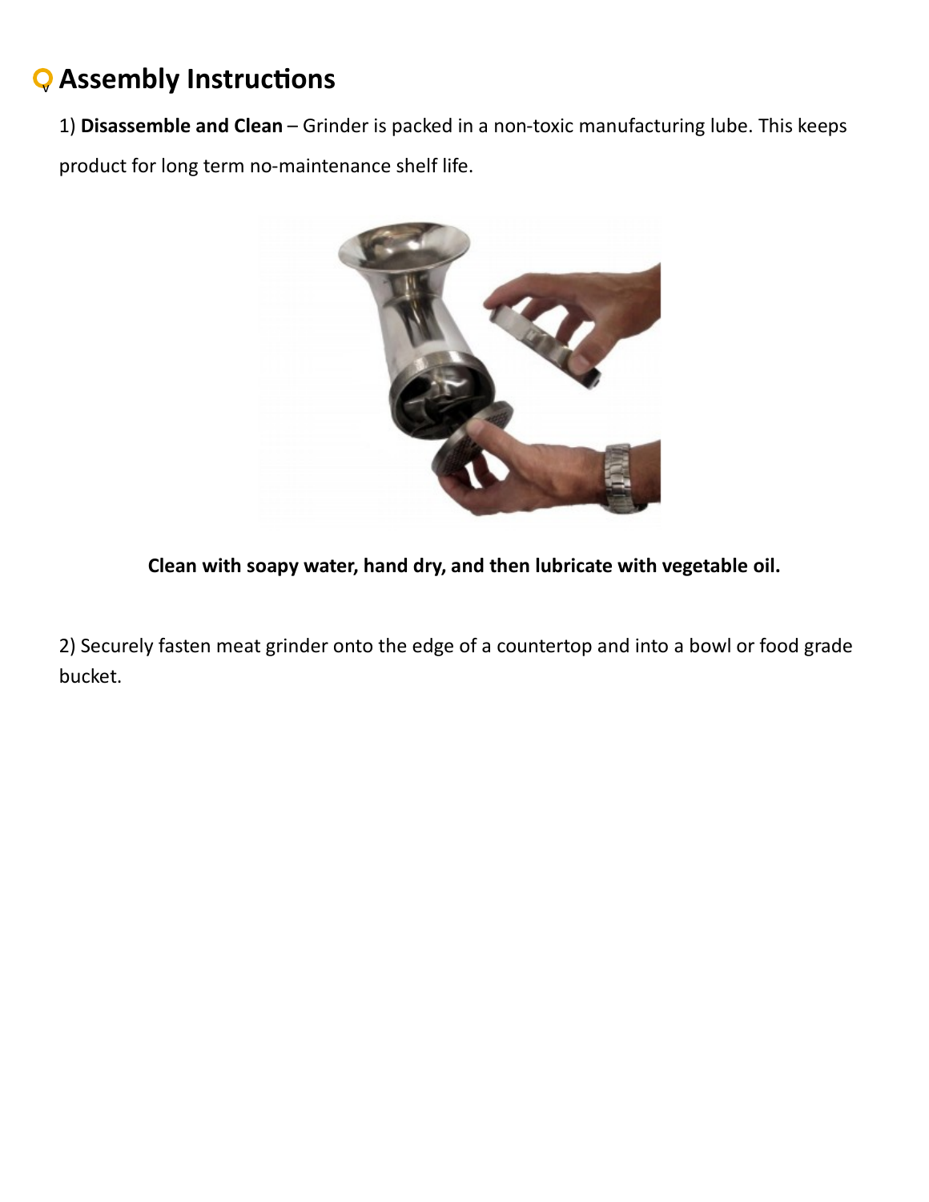# Assembly Instructions

1) **Disassemble and Clean** – Grinder is packed in a non-toxic manufacturing lube. This keeps product for long term no-maintenance shelf life.

**Clean with soapy water, hand dry, and then lubricate with vegetable oil.**

2) Securely fasten meat grinder onto the edge of a countertop and into a bowl or food grade bucket.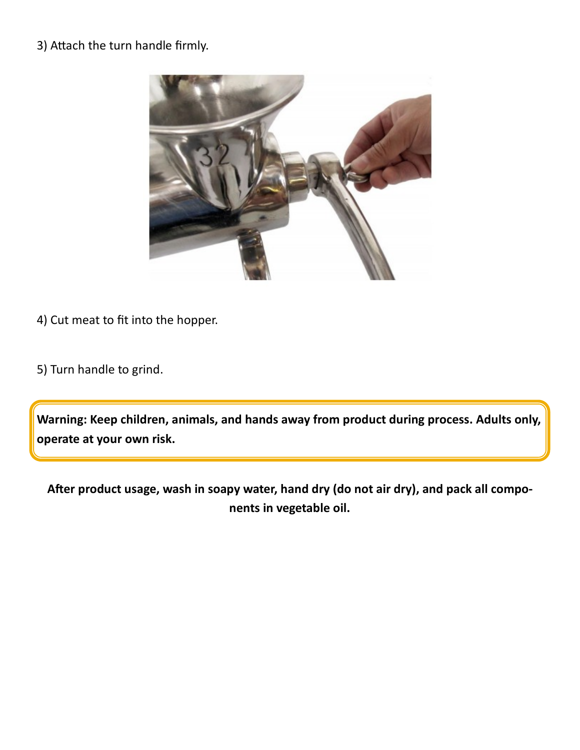3) Attach the turn handle firmly.

4) Cut meat to fit into the hopper.

5) Turn handle to grind.

**Warning: Keep children, animals, and hands away from product during process. Adults only, operate at your own risk.**

**After product usage, wash in soapy water, hand dry (do not air dry), and pack all components in vegetable oil.**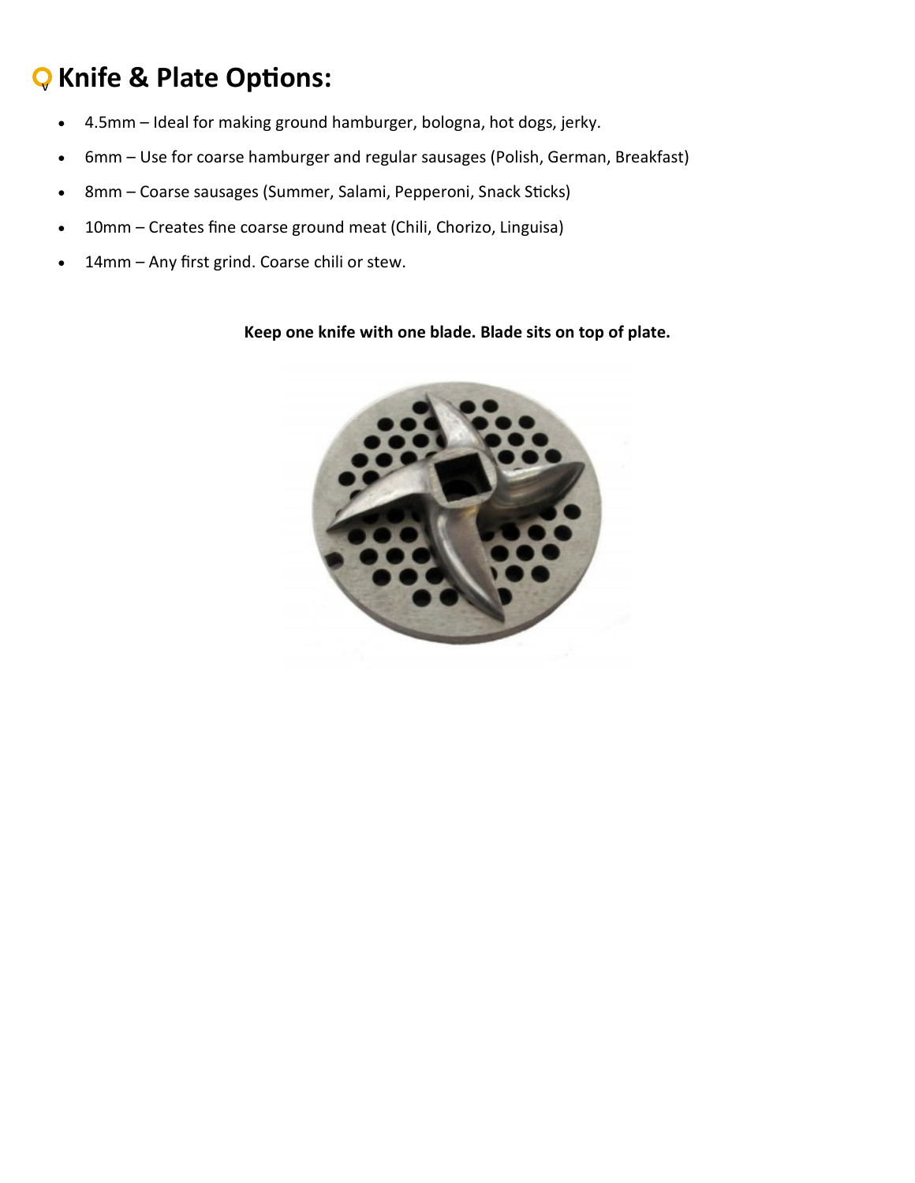## Knife & Plate Options:

- 4.5mm – Ideal for making ground hamburger, bologna, hot dogs, jerky.
- 6mm – Use for coarse hamburger and regular sausages (Polish, German, Breakfast)
- 8mm – Coarse sausages (Summer, Salami, Pepperoni, Snack Sticks)
- 10mm – Creates fine coarse ground meat (Chili, Chorizo, Linguisa)
- 14mm – Any first grind. Coarse chili or stew.

**Keep one knife with one blade. Blade sits on top of plate.**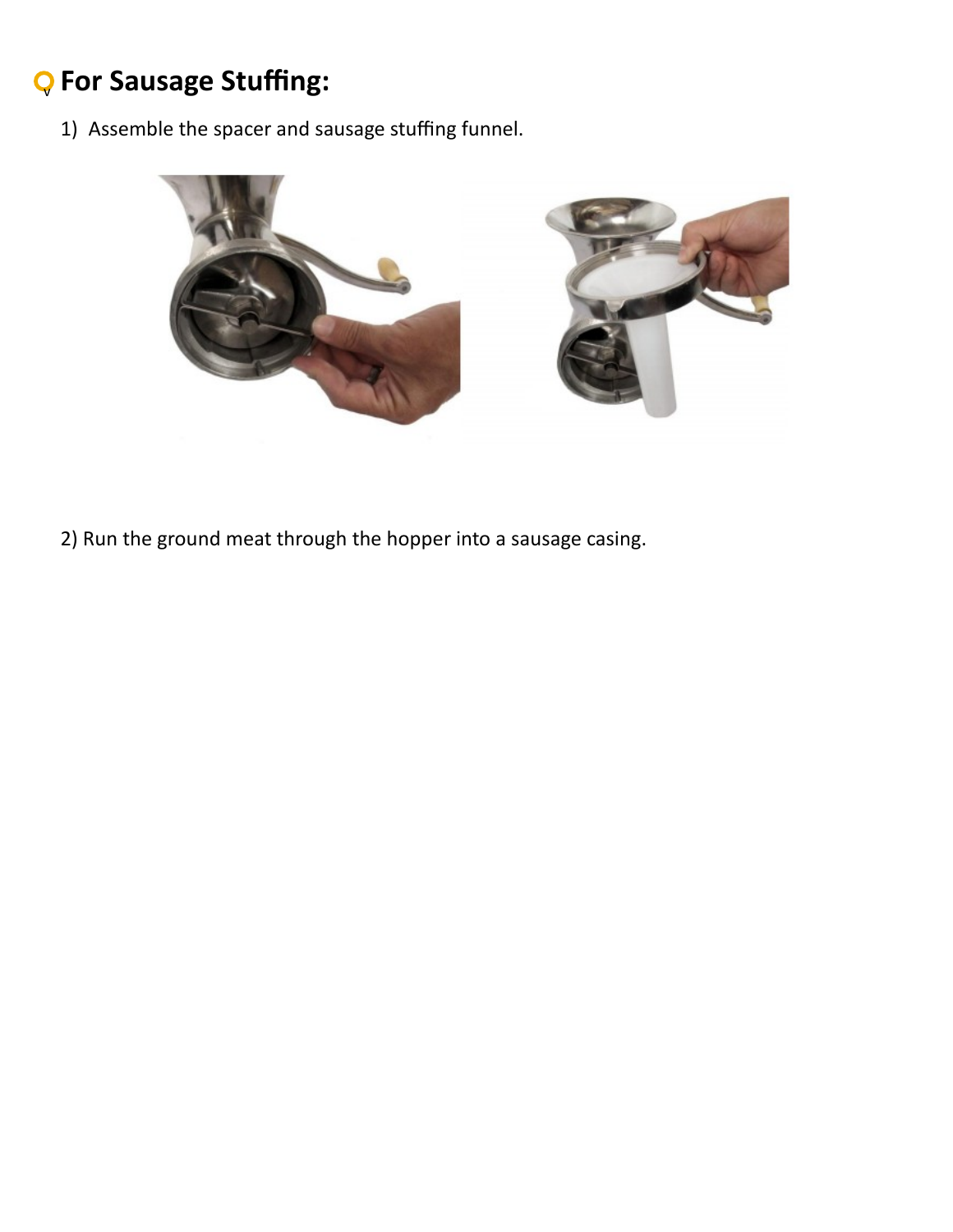## For Sausage Stuffing:

1) Assemble the spacer and sausage stuffing funnel.

2) Run the ground meat through the hopper into a sausage casing.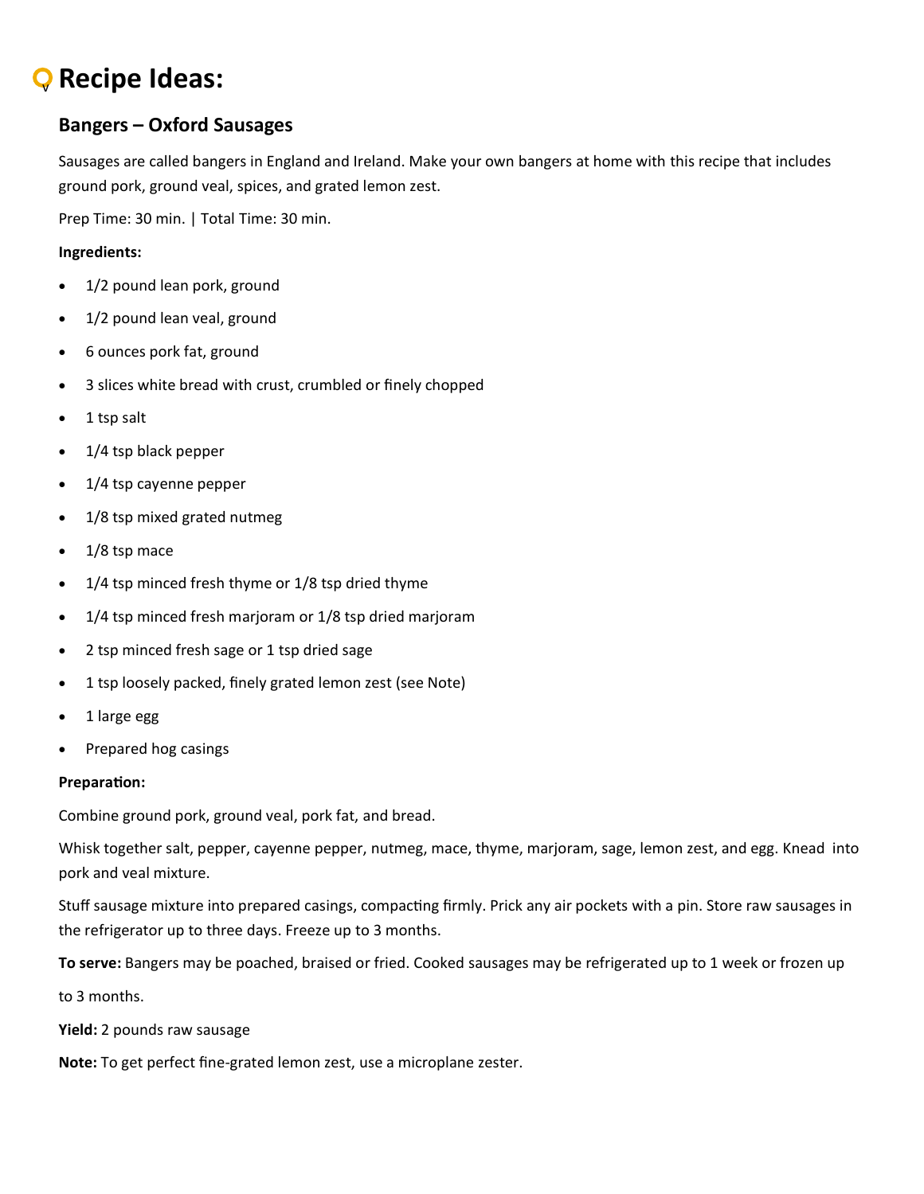# Recipe Ideas:

## Bangers – Oxford Sausages

Sausages are called bangers in England and Ireland. Make your own bangers at home with this recipe that includes ground pork, ground veal, spices, and grated lemon zest.

Prep Time: 30 min. | Total Time: 30 min.

**Ingredients:**

- 1/2 pound lean pork, ground
- 1/2 pound lean veal, ground
- 6 ounces pork fat, ground
- 3 slices white bread with crust, crumbled or finely chopped
- 1 tsp salt
- 1/4 tsp black pepper
- 1/4 tsp cayenne pepper
- 1/8 tsp mixed grated nutmeg
- 1/8 tsp mace
- 1/4 tsp minced fresh thyme or 1/8 tsp dried thyme
- 1/4 tsp minced fresh marjoram or 1/8 tsp dried marjoram
- 2 tsp minced fresh sage or 1 tsp dried sage
- 1 tsp loosely packed, finely grated lemon zest (see Note)
- 1 large egg
- Prepared hog casings

**Preparation:**

Combine ground pork, ground veal, pork fat, and bread.

Whisk together salt, pepper, cayenne pepper, nutmeg, mace, thyme, marjoram, sage, lemon zest, and egg. Knead into pork and veal mixture.

Stuff sausage mixture into prepared casings, compacting firmly. Prick any air pockets with a pin. Store raw sausages in the refrigerator up to three days. Freeze up to 3 months.

**To serve:** Bangers may be poached, braised or fried. Cooked sausages may be refrigerated up to 1 week or frozen up to 3 months.

**Yield:** 2 pounds raw sausage

**Note:** To get perfect fine-grated lemon zest, use a microplane zester.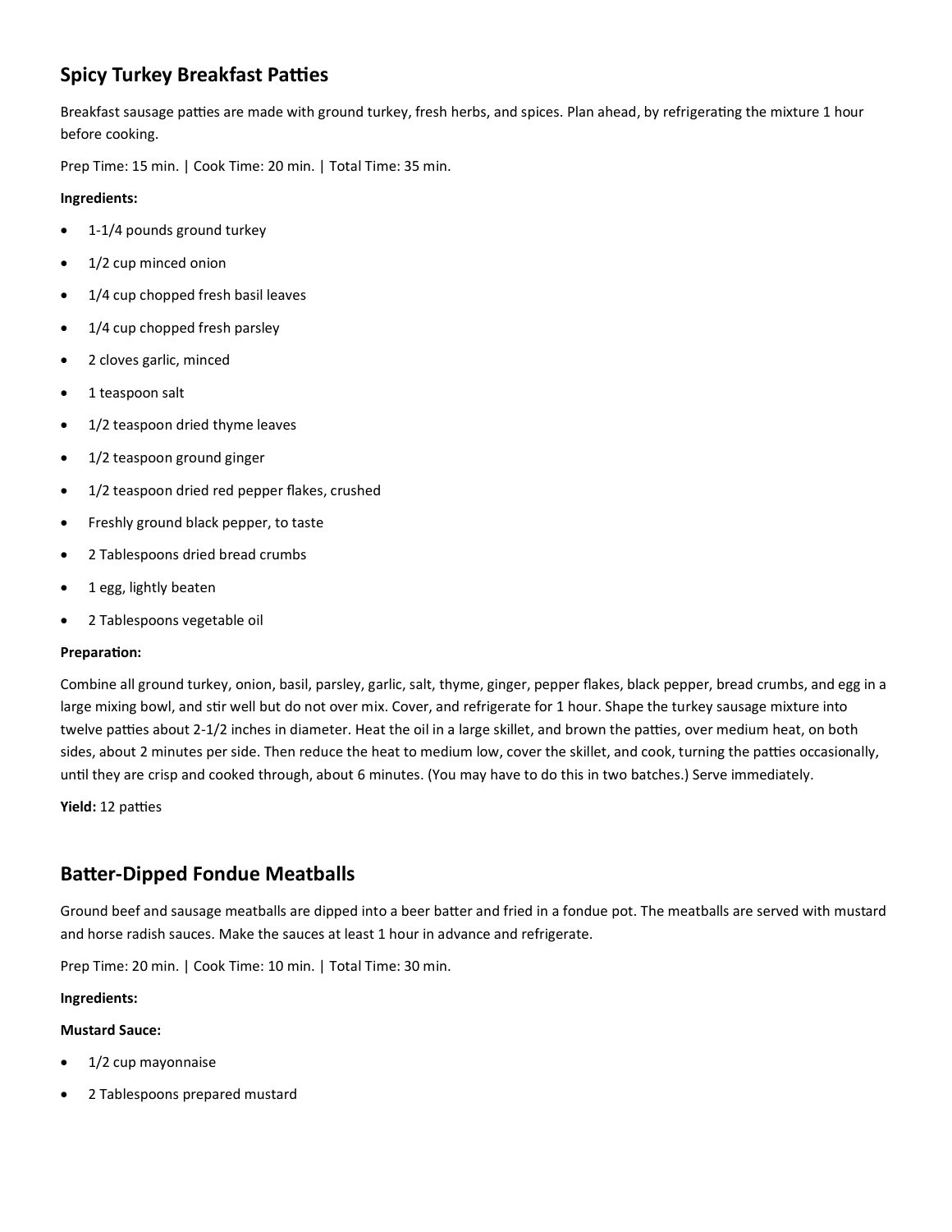## Spicy Turkey Breakfast Patties

Breakfast sausage patties are made with ground turkey, fresh herbs, and spices. Plan ahead, by refrigerating the mixture 1 hour before cooking.

Prep Time: 15 min. | Cook Time: 20 min. | Total Time: 35 min.

**Ingredients:**

- 1-1/4 pounds ground turkey
- 1/2 cup minced onion
- 1/4 cup chopped fresh basil leaves
- 1/4 cup chopped fresh parsley
- 2 cloves garlic, minced
- 1 teaspoon salt
- 1/2 teaspoon dried thyme leaves
- 1/2 teaspoon ground ginger
- 1/2 teaspoon dried red pepper flakes, crushed
- Freshly ground black pepper, to taste
- 2 Tablespoons dried bread crumbs
- 1 egg, lightly beaten
- 2 Tablespoons vegetable oil

**Preparation:**

Combine all ground turkey, onion, basil, parsley, garlic, salt, thyme, ginger, pepper flakes, black pepper, bread crumbs, and egg in a large mixing bowl, and stir well but do not over mix. Cover, and refrigerate for 1 hour. Shape the turkey sausage mixture into twelve patties about 2-1/2 inches in diameter. Heat the oil in a large skillet, and brown the patties, over medium heat, on both sides, about 2 minutes per side. Then reduce the heat to medium low, cover the skillet, and cook, turning the patties occasionally, until they are crisp and cooked through, about 6 minutes. (You may have to do this in two batches.) Serve immediately.

**Yield:** 12 patties

## Batter-Dipped Fondue Meatballs

Ground beef and sausage meatballs are dipped into a beer batter and fried in a fondue pot. The meatballs are served with mustard and horse radish sauces. Make the sauces at least 1 hour in advance and refrigerate.

Prep Time: 20 min. | Cook Time: 10 min. | Total Time: 30 min.

**Ingredients:**

**Mustard Sauce:**

- 1/2 cup mayonnaise
- 2 Tablespoons prepared mustard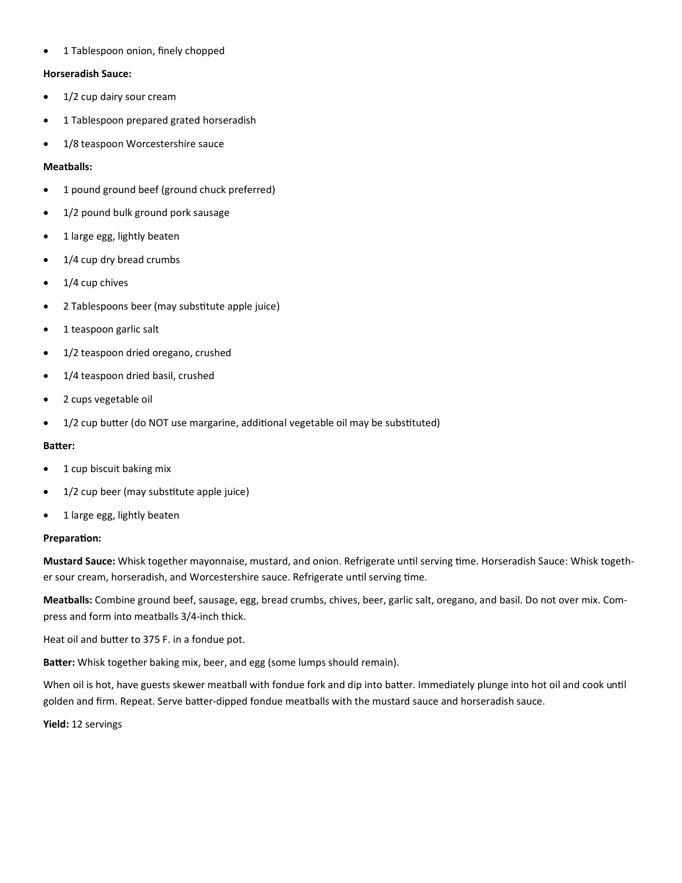- 1 Tablespoon onion, finely chopped

**Horseradish Sauce:**

- 1/2 cup dairy sour cream
- 1 Tablespoon prepared grated horseradish
- 1/8 teaspoon Worcestershire sauce

**Meatballs:**

- 1 pound ground beef (ground chuck preferred)
- 1/2 pound bulk ground pork sausage
- 1 large egg, lightly beaten
- 1/4 cup dry bread crumbs
- 1/4 cup chives
- 2 Tablespoons beer (may substitute apple juice)
- 1 teaspoon garlic salt
- 1/2 teaspoon dried oregano, crushed
- 1/4 teaspoon dried basil, crushed
- 2 cups vegetable oil
- 1/2 cup butter (do NOT use margarine, additional vegetable oil may be substituted)

**Batter:**

- 1 cup biscuit baking mix
- 1/2 cup beer (may substitute apple juice)
- 1 large egg, lightly beaten

**Preparation:**

**Mustard Sauce:** Whisk together mayonnaise, mustard, and onion. Refrigerate until serving time. Horseradish Sauce: Whisk together sour cream, horseradish, and Worcestershire sauce. Refrigerate until serving time.

**Meatballs:** Combine ground beef, sausage, egg, bread crumbs, chives, beer, garlic salt, oregano, and basil. Do not over mix. Compress and form into meatballs 3/4-inch thick.

Heat oil and butter to 375 F. in a fondue pot.

**Batter:** Whisk together baking mix, beer, and egg (some lumps should remain).

When oil is hot, have guests skewer meatball with fondue fork and dip into batter. Immediately plunge into hot oil and cook until golden and firm. Repeat. Serve batter-dipped fondue meatballs with the mustard sauce and horseradish sauce.

**Yield:** 12 servings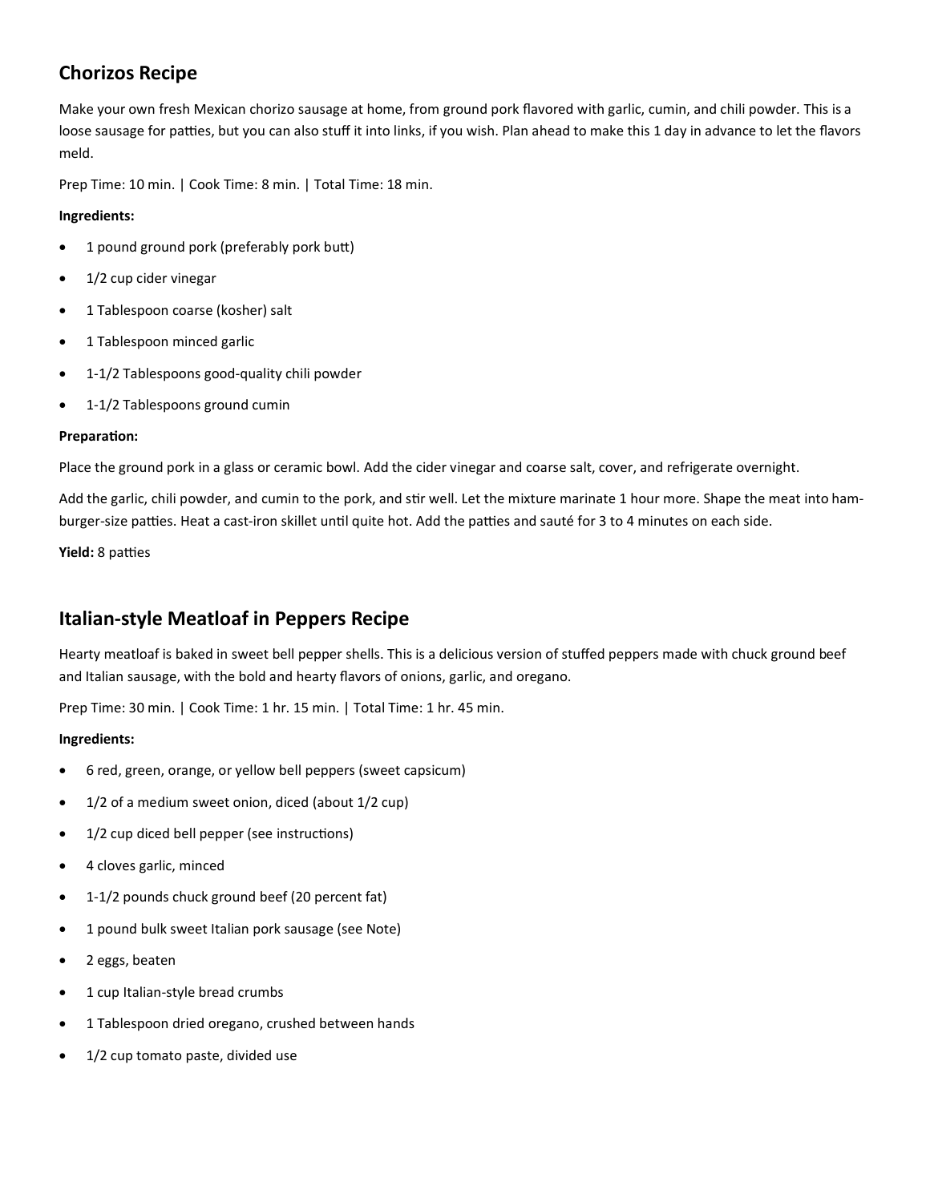## Chorizos Recipe

Make your own fresh Mexican chorizo sausage at home, from ground pork flavored with garlic, cumin, and chili powder. This is a loose sausage for patties, but you can also stuff it into links, if you wish. Plan ahead to make this 1 day in advance to let the flavors meld.

Prep Time: 10 min. | Cook Time: 8 min. | Total Time: 18 min.

**Ingredients:**

- 1 pound ground pork (preferably pork butt)
- 1/2 cup cider vinegar
- 1 Tablespoon coarse (kosher) salt
- 1 Tablespoon minced garlic
- 1-1/2 Tablespoons good-quality chili powder
- 1-1/2 Tablespoons ground cumin

**Preparation:**

Place the ground pork in a glass or ceramic bowl. Add the cider vinegar and coarse salt, cover, and refrigerate overnight.

Add the garlic, chili powder, and cumin to the pork, and stir well. Let the mixture marinate 1 hour more. Shape the meat into hamburger-size patties. Heat a cast-iron skillet until quite hot. Add the patties and sauté for 3 to 4 minutes on each side.

**Yield:** 8 patties

## Italian-style Meatloaf in Peppers Recipe

Hearty meatloaf is baked in sweet bell pepper shells. This is a delicious version of stuffed peppers made with chuck ground beef and Italian sausage, with the bold and hearty flavors of onions, garlic, and oregano.

Prep Time: 30 min. | Cook Time: 1 hr. 15 min. | Total Time: 1 hr. 45 min.

**Ingredients:**

- 6 red, green, orange, or yellow bell peppers (sweet capsicum)
- 1/2 of a medium sweet onion, diced (about 1/2 cup)
- 1/2 cup diced bell pepper (see instructions)
- 4 cloves garlic, minced
- 1-1/2 pounds chuck ground beef (20 percent fat)
- 1 pound bulk sweet Italian pork sausage (see Note)
- 2 eggs, beaten
- 1 cup Italian-style bread crumbs
- 1 Tablespoon dried oregano, crushed between hands
- 1/2 cup tomato paste, divided use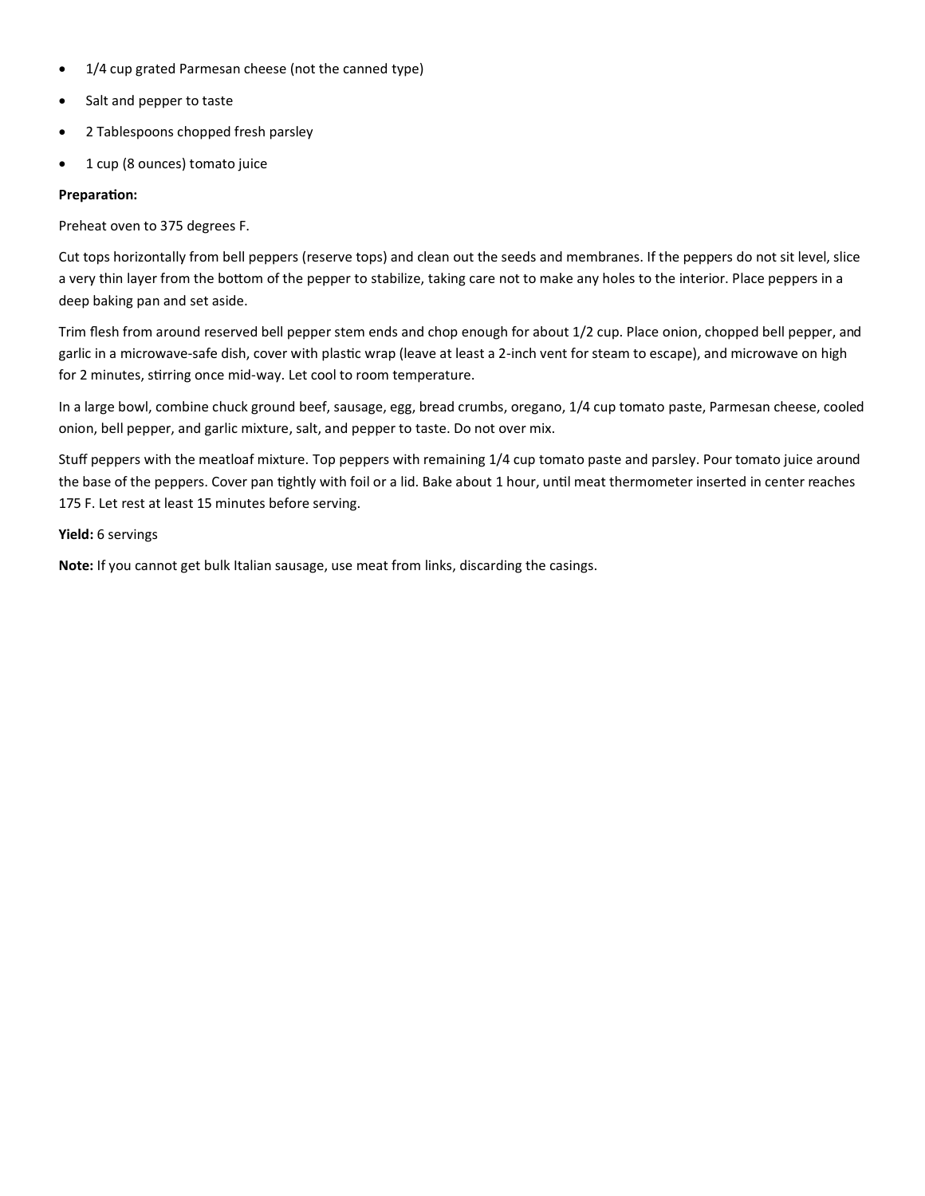- 1/4 cup grated Parmesan cheese (not the canned type)
- Salt and pepper to taste
- 2 Tablespoons chopped fresh parsley
- 1 cup (8 ounces) tomato juice

**Preparation:**

Preheat oven to 375 degrees F.

Cut tops horizontally from bell peppers (reserve tops) and clean out the seeds and membranes. If the peppers do not sit level, slice a very thin layer from the bottom of the pepper to stabilize, taking care not to make any holes to the interior. Place peppers in a deep baking pan and set aside.

Trim flesh from around reserved bell pepper stem ends and chop enough for about 1/2 cup. Place onion, chopped bell pepper, and garlic in a microwave-safe dish, cover with plastic wrap (leave at least a 2-inch vent for steam to escape), and microwave on high for 2 minutes, stirring once mid-way. Let cool to room temperature.

In a large bowl, combine chuck ground beef, sausage, egg, bread crumbs, oregano, 1/4 cup tomato paste, Parmesan cheese, cooled onion, bell pepper, and garlic mixture, salt, and pepper to taste. Do not over mix.

Stuff peppers with the meatloaf mixture. Top peppers with remaining 1/4 cup tomato paste and parsley. Pour tomato juice around the base of the peppers. Cover pan tightly with foil or a lid. Bake about 1 hour, until meat thermometer inserted in center reaches 175 F. Let rest at least 15 minutes before serving.

**Yield:** 6 servings

**Note:** If you cannot get bulk Italian sausage, use meat from links, discarding the casings.